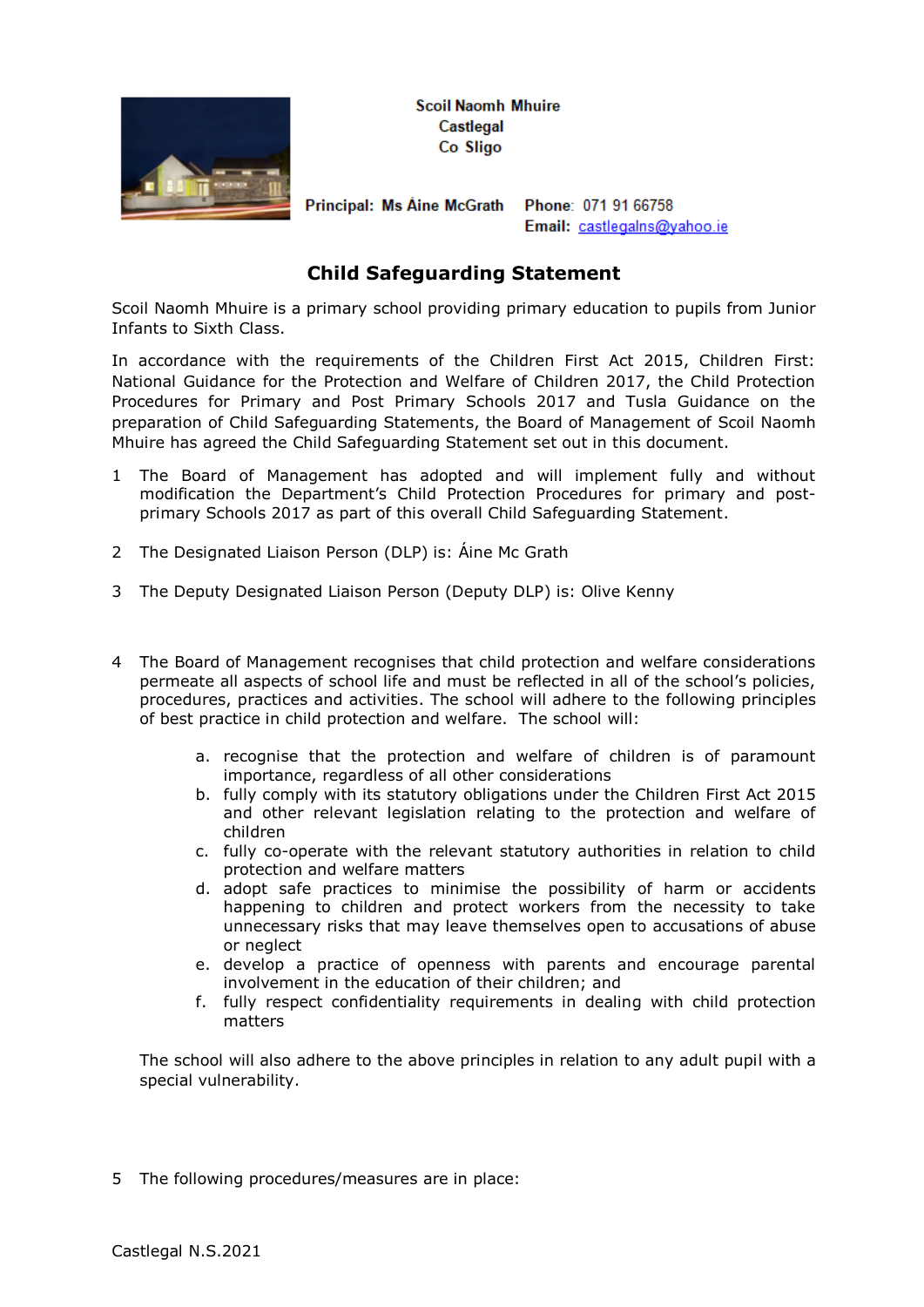Scoil Naomh Mhuire
Castlegal
Co Sligo

Principal: Ms Áine McGrath

Phone: 071 91 66758
Email: castlegalns@yahoo.ie

# Child Safeguarding Statement

Scoil Naomh Mhuire is a primary school providing primary education to pupils from Junior Infants to Sixth Class.

In accordance with the requirements of the Children First Act 2015, Children First: National Guidance for the Protection and Welfare of Children 2017, the Child Protection Procedures for Primary and Post Primary Schools 2017 and Tusla Guidance on the preparation of Child Safeguarding Statements, the Board of Management of Scoil Naomh Mhuire has agreed the Child Safeguarding Statement set out in this document.

1 The Board of Management has adopted and will implement fully and without modification the Department's Child Protection Procedures for primary and post-primary Schools 2017 as part of this overall Child Safeguarding Statement.

2 The Designated Liaison Person (DLP) is: Áine Mc Grath

3 The Deputy Designated Liaison Person (Deputy DLP) is: Olive Kenny

4 The Board of Management recognises that child protection and welfare considerations permeate all aspects of school life and must be reflected in all of the school's policies, procedures, practices and activities. The school will adhere to the following principles of best practice in child protection and welfare. The school will:

   a. recognise that the protection and welfare of children is of paramount importance, regardless of all other considerations
   b. fully comply with its statutory obligations under the Children First Act 2015 and other relevant legislation relating to the protection and welfare of children
   c. fully co-operate with the relevant statutory authorities in relation to child protection and welfare matters
   d. adopt safe practices to minimise the possibility of harm or accidents happening to children and protect workers from the necessity to take unnecessary risks that may leave themselves open to accusations of abuse or neglect
   e. develop a practice of openness with parents and encourage parental involvement in the education of their children; and
   f. fully respect confidentiality requirements in dealing with child protection matters

   The school will also adhere to the above principles in relation to any adult pupil with a special vulnerability.

5 The following procedures/measures are in place: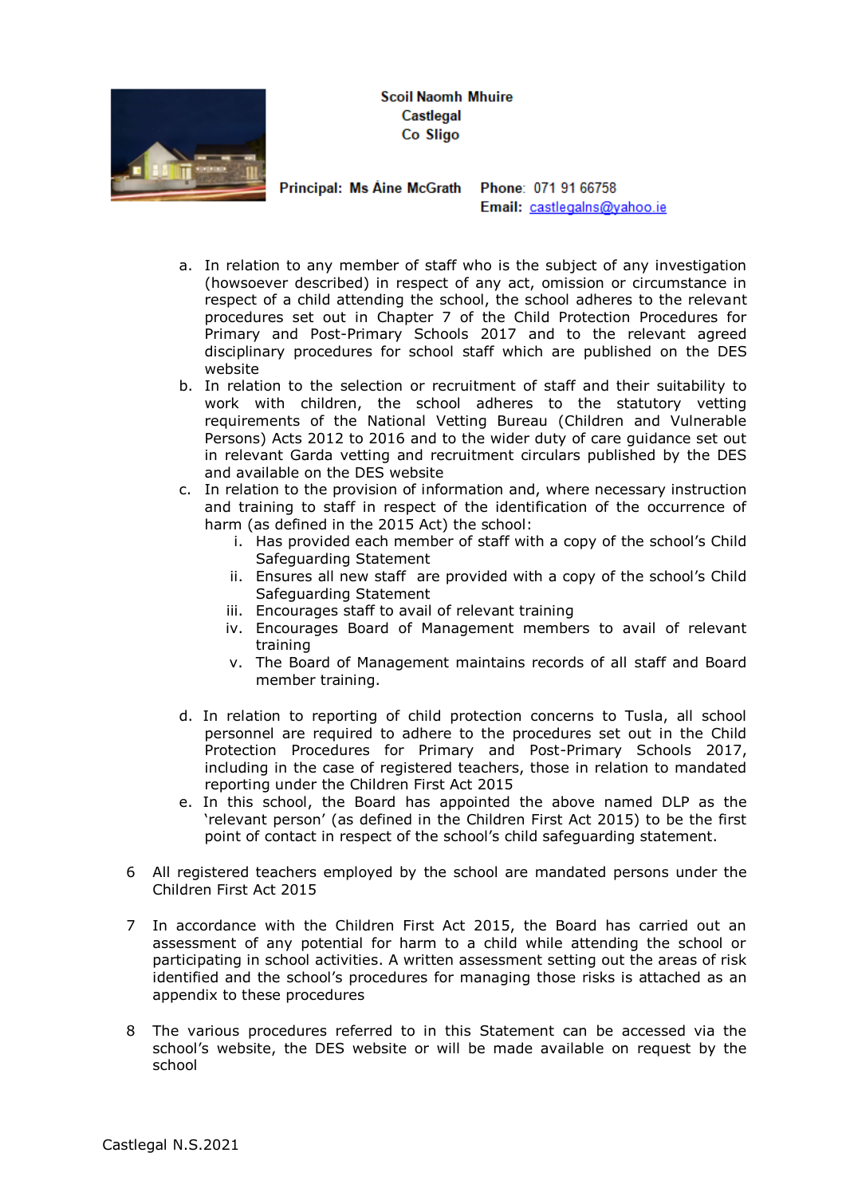a. In relation to any member of staff who is the subject of any investigation (howsoever described) in respect of any act, omission or circumstance in respect of a child attending the school, the school adheres to the relevant procedures set out in Chapter 7 of the Child Protection Procedures for Primary and Post-Primary Schools 2017 and to the relevant agreed disciplinary procedures for school staff which are published on the DES website

b. In relation to the selection or recruitment of staff and their suitability to work with children, the school adheres to the statutory vetting requirements of the National Vetting Bureau (Children and Vulnerable Persons) Acts 2012 to 2016 and to the wider duty of care guidance set out in relevant Garda vetting and recruitment circulars published by the DES and available on the DES website

c. In relation to the provision of information and, where necessary instruction and training to staff in respect of the identification of the occurrence of harm (as defined in the 2015 Act) the school:
   i. Has provided each member of staff with a copy of the school's Child Safeguarding Statement
   ii. Ensures all new staff are provided with a copy of the school's Child Safeguarding Statement
   iii. Encourages staff to avail of relevant training
   iv. Encourages Board of Management members to avail of relevant training
   v. The Board of Management maintains records of all staff and Board member training.

d. In relation to reporting of child protection concerns to Tusla, all school personnel are required to adhere to the procedures set out in the Child Protection Procedures for Primary and Post-Primary Schools 2017, including in the case of registered teachers, those in relation to mandated reporting under the Children First Act 2015

e. In this school, the Board has appointed the above named DLP as the 'relevant person' (as defined in the Children First Act 2015) to be the first point of contact in respect of the school's child safeguarding statement.

6 All registered teachers employed by the school are mandated persons under the Children First Act 2015

7 In accordance with the Children First Act 2015, the Board has carried out an assessment of any potential for harm to a child while attending the school or participating in school activities. A written assessment setting out the areas of risk identified and the school's procedures for managing those risks is attached as an appendix to these procedures

8 The various procedures referred to in this Statement can be accessed via the school's website, the DES website or will be made available on request by the school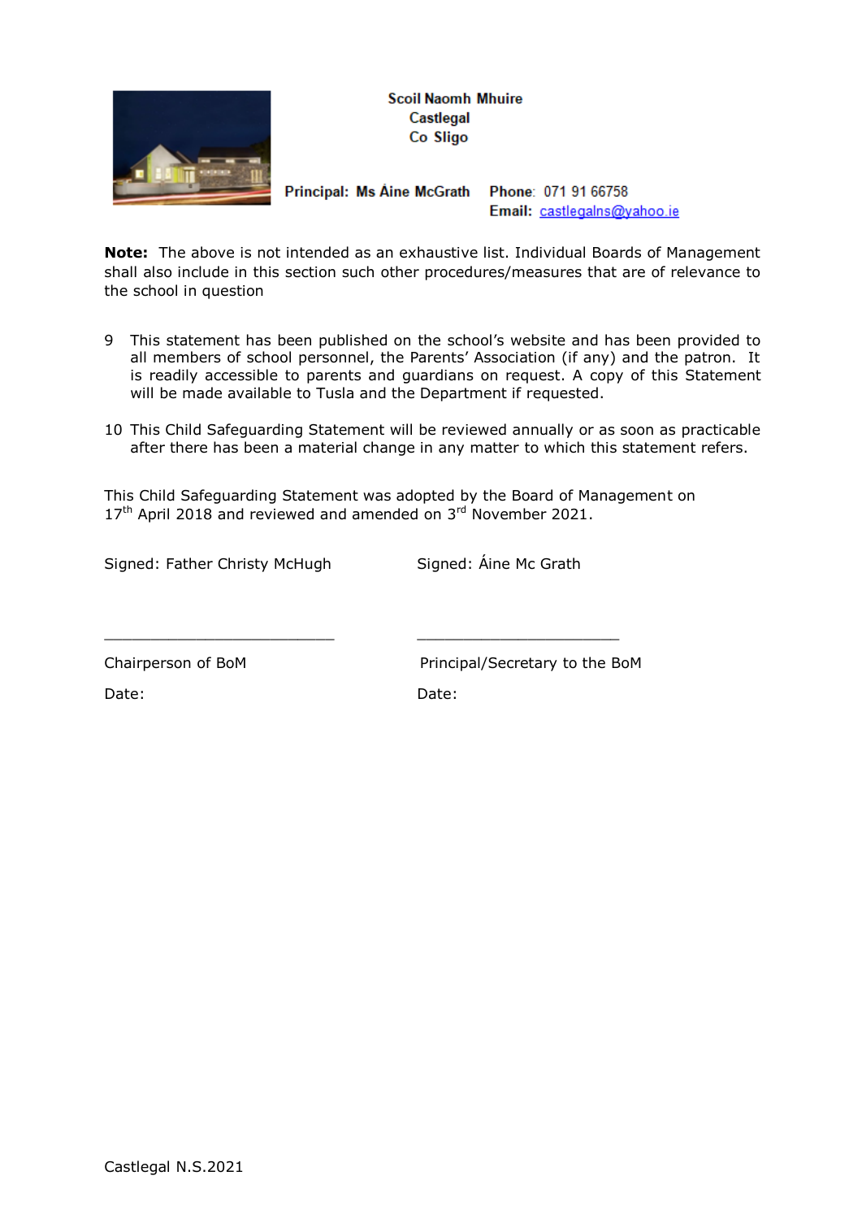**Scoil Naomh Mhuire**
**Castlegal**
**Co Sligo**

**Principal: Ms Áine McGrath** **Phone**: 071 91 66758
**Email:** castlegalns@yahoo.ie

**Note:** The above is not intended as an exhaustive list. Individual Boards of Management shall also include in this section such other procedures/measures that are of relevance to the school in question

9 This statement has been published on the school's website and has been provided to all members of school personnel, the Parents' Association (if any) and the patron. It is readily accessible to parents and guardians on request. A copy of this Statement will be made available to Tusla and the Department if requested.

10 This Child Safeguarding Statement will be reviewed annually or as soon as practicable after there has been a material change in any matter to which this statement refers.

This Child Safeguarding Statement was adopted by the Board of Management on 17th April 2018 and reviewed and amended on 3rd November 2021.

Signed: Father Christy McHugh

______________________

Chairperson of BoM

Date:

Signed: Áine Mc Grath

______________________

Principal/Secretary to the BoM

Date:

Castlegal N.S.2021